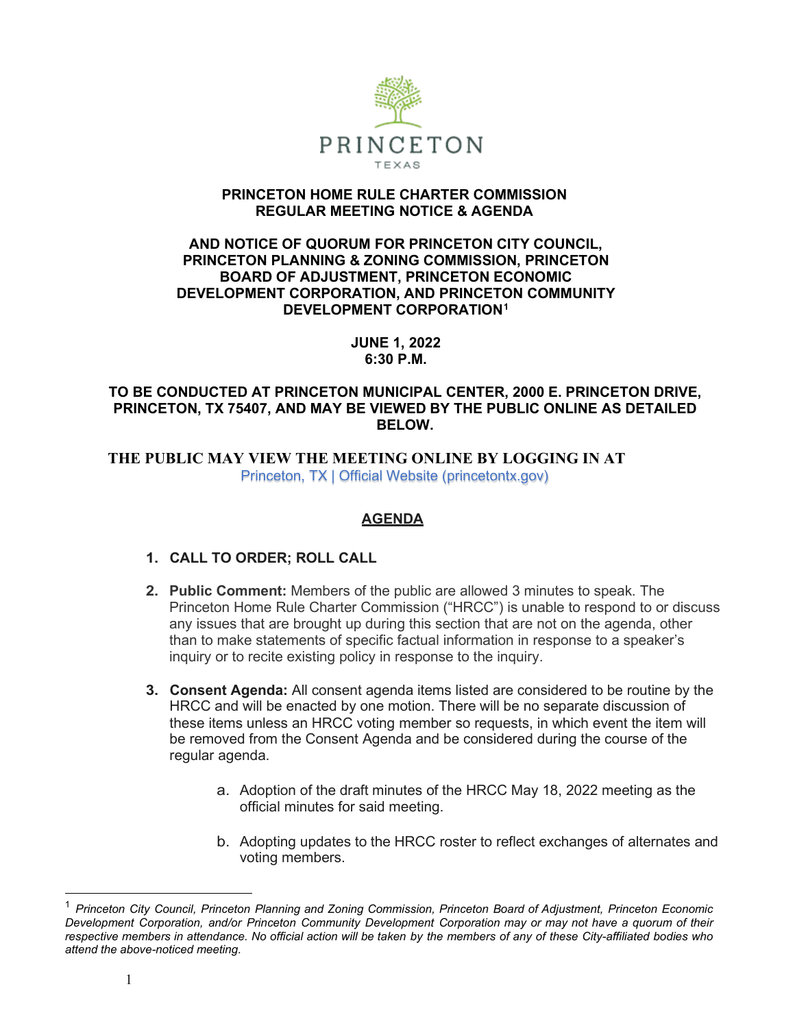PRINCETON

TEXAS

# PRINCETON HOME RULE CHARTER COMMISSION
# REGULAR MEETING NOTICE & AGENDA

## AND NOTICE OF QUORUM FOR PRINCETON CITY COUNCIL, PRINCETON PLANNING & ZONING COMMISSION, PRINCETON BOARD OF ADJUSTMENT, PRINCETON ECONOMIC DEVELOPMENT CORPORATION, AND PRINCETON COMMUNITY DEVELOPMENT CORPORATION[1]

**JUNE 1, 2022**
**6:30 P.M.**

**TO BE CONDUCTED AT PRINCETON MUNICIPAL CENTER, 2000 E. PRINCETON DRIVE, PRINCETON, TX 75407, AND MAY BE VIEWED BY THE PUBLIC ONLINE AS DETAILED BELOW.**

**THE PUBLIC MAY VIEW THE MEETING ONLINE BY LOGGING IN AT** [Princeton, TX | Official Website (princetontx.gov)](princetontx.gov)

## AGENDA

1. **CALL TO ORDER; ROLL CALL**

2. **Public Comment:** Members of the public are allowed 3 minutes to speak. The Princeton Home Rule Charter Commission ("HRCC") is unable to respond to or discuss any issues that are brought up during this section that are not on the agenda, other than to make statements of specific factual information in response to a speaker's inquiry or to recite existing policy in response to the inquiry.

3. **Consent Agenda:** All consent agenda items listed are considered to be routine by the HRCC and will be enacted by one motion. There will be no separate discussion of these items unless an HRCC voting member so requests, in which event the item will be removed from the Consent Agenda and be considered during the course of the regular agenda.

    a. Adoption of the draft minutes of the HRCC May 18, 2022 meeting as the official minutes for said meeting.

    b. Adopting updates to the HRCC roster to reflect exchanges of alternates and voting members.

---

[1] *Princeton City Council, Princeton Planning and Zoning Commission, Princeton Board of Adjustment, Princeton Economic Development Corporation, and/or Princeton Community Development Corporation may or may not have a quorum of their respective members in attendance. No official action will be taken by the members of any of these City-affiliated bodies who attend the above-noticed meeting.*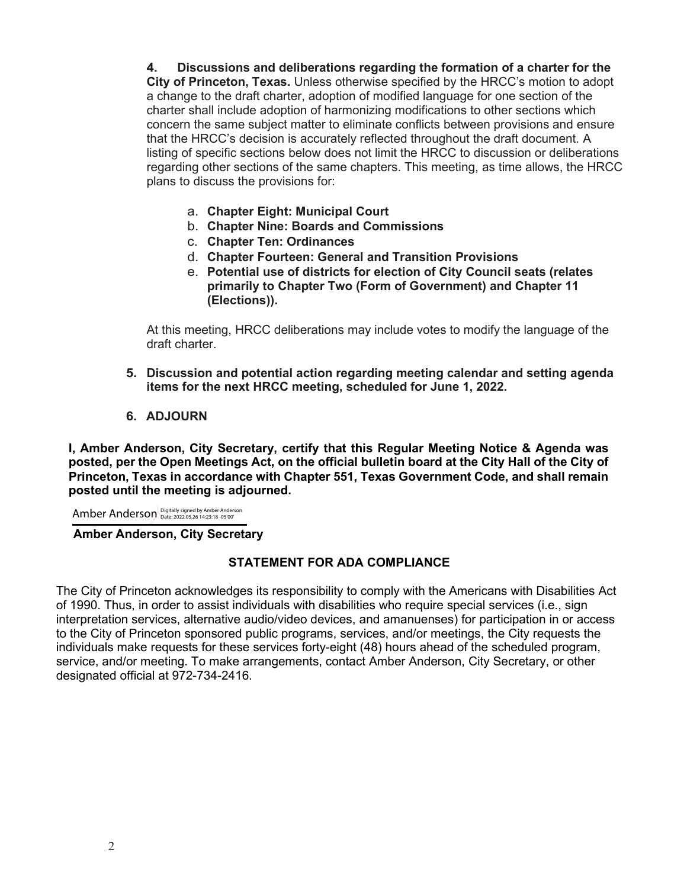4. **Discussions and deliberations regarding the formation of a charter for the City of Princeton, Texas.** Unless otherwise specified by the HRCC's motion to adopt a change to the draft charter, adoption of modified language for one section of the charter shall include adoption of harmonizing modifications to other sections which concern the same subject matter to eliminate conflicts between provisions and ensure that the HRCC's decision is accurately reflected throughout the draft document. A listing of specific sections below does not limit the HRCC to discussion or deliberations regarding other sections of the same chapters. This meeting, as time allows, the HRCC plans to discuss the provisions for:

   a. **Chapter Eight: Municipal Court**
   b. **Chapter Nine: Boards and Commissions**
   c. **Chapter Ten: Ordinances**
   d. **Chapter Fourteen: General and Transition Provisions**
   e. **Potential use of districts for election of City Council seats (relates primarily to Chapter Two (Form of Government) and Chapter 11 (Elections)).**

   At this meeting, HRCC deliberations may include votes to modify the language of the draft charter.

5. **Discussion and potential action regarding meeting calendar and setting agenda items for the next HRCC meeting, scheduled for June 1, 2022.**

6. **ADJOURN**

**I, Amber Anderson, City Secretary, certify that this Regular Meeting Notice & Agenda was posted, per the Open Meetings Act, on the official bulletin board at the City Hall of the City of Princeton, Texas in accordance with Chapter 551, Texas Government Code, and shall remain posted until the meeting is adjourned.**

Amber Anderson Digitally signed by Amber Anderson Date: 2022.05.26 14:23:18 -05'00'

**Amber Anderson, City Secretary**

## STATEMENT FOR ADA COMPLIANCE

The City of Princeton acknowledges its responsibility to comply with the Americans with Disabilities Act of 1990. Thus, in order to assist individuals with disabilities who require special services (i.e., sign interpretation services, alternative audio/video devices, and amanuenses) for participation in or access to the City of Princeton sponsored public programs, services, and/or meetings, the City requests the individuals make requests for these services forty-eight (48) hours ahead of the scheduled program, service, and/or meeting. To make arrangements, contact Amber Anderson, City Secretary, or other designated official at 972-734-2416.